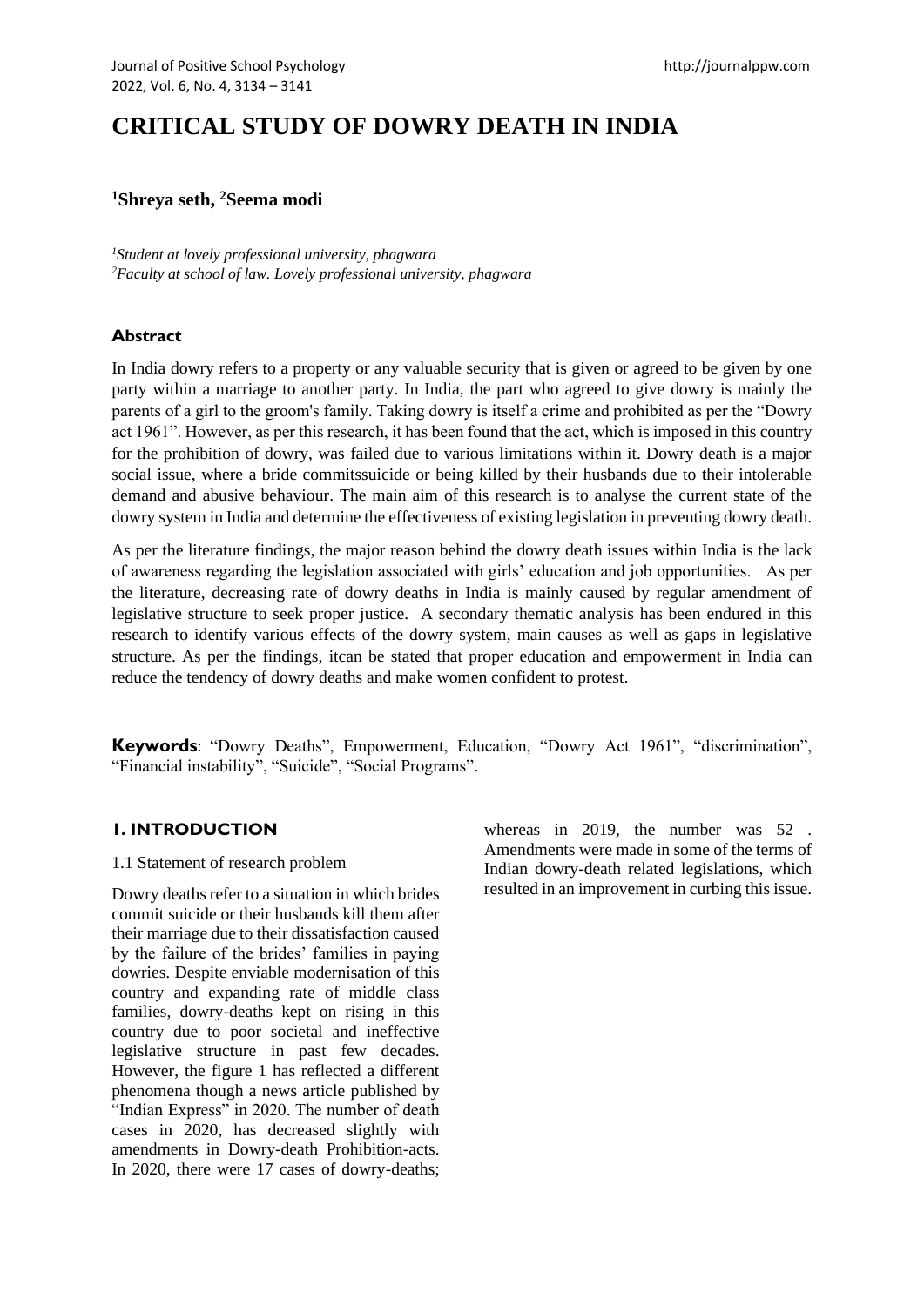# CRITICAL STUDY OF DOWRY DEATH IN INDIA

**[1]Shreya seth, [2]Seema modi**

*[1]Student at lovely professional university, phagwara*
*[2]Faculty at school of law. Lovely professional university, phagwara*

## Abstract

In India dowry refers to a property or any valuable security that is given or agreed to be given by one party within a marriage to another party. In India, the part who agreed to give dowry is mainly the parents of a girl to the groom's family. Taking dowry is itself a crime and prohibited as per the "Dowry act 1961". However, as per this research, it has been found that the act, which is imposed in this country for the prohibition of dowry, was failed due to various limitations within it. Dowry death is a major social issue, where a bride commitssuicide or being killed by their husbands due to their intolerable demand and abusive behaviour. The main aim of this research is to analyse the current state of the dowry system in India and determine the effectiveness of existing legislation in preventing dowry death.

As per the literature findings, the major reason behind the dowry death issues within India is the lack of awareness regarding the legislation associated with girls' education and job opportunities. As per the literature, decreasing rate of dowry deaths in India is mainly caused by regular amendment of legislative structure to seek proper justice. A secondary thematic analysis has been endured in this research to identify various effects of the dowry system, main causes as well as gaps in legislative structure. As per the findings, itcan be stated that proper education and empowerment in India can reduce the tendency of dowry deaths and make women confident to protest.

**Keywords**: "Dowry Deaths", Empowerment, Education, "Dowry Act 1961", "discrimination", "Financial instability", "Suicide", "Social Programs".

## 1. INTRODUCTION

### 1.1 Statement of research problem

Dowry deaths refer to a situation in which brides commit suicide or their husbands kill them after their marriage due to their dissatisfaction caused by the failure of the brides' families in paying dowries. Despite enviable modernisation of this country and expanding rate of middle class families, dowry-deaths kept on rising in this country due to poor societal and ineffective legislative structure in past few decades. However, the figure 1 has reflected a different phenomena though a news article published by "Indian Express" in 2020. The number of death cases in 2020, has decreased slightly with amendments in Dowry-death Prohibition-acts. In 2020, there were 17 cases of dowry-deaths; whereas in 2019, the number was 52 . Amendments were made in some of the terms of Indian dowry-death related legislations, which resulted in an improvement in curbing this issue.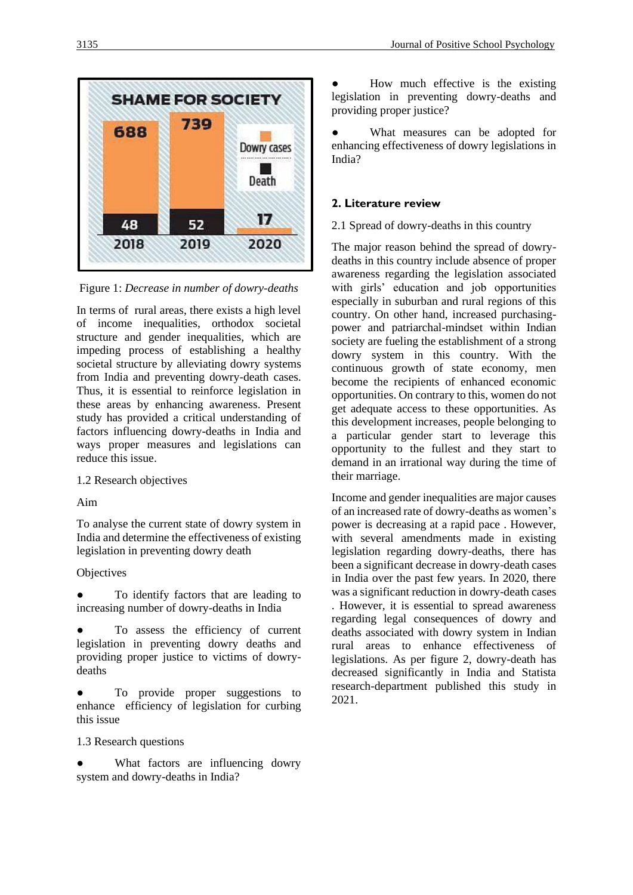SHAME FOR SOCIETY

| Year | Dowry cases | Death |
| --- | --- | --- |
| 2018 | 688 | 48 |
| 2019 | 739 | 52 |
| 2020 | | 17 |

Figure 1: *Decrease in number of dowry-deaths*

In terms of rural areas, there exists a high level of income inequalities, orthodox societal structure and gender inequalities, which are impeding process of establishing a healthy societal structure by alleviating dowry systems from India and preventing dowry-death cases. Thus, it is essential to reinforce legislation in these areas by enhancing awareness. Present study has provided a critical understanding of factors influencing dowry-deaths in India and ways proper measures and legislations can reduce this issue.

1.2 Research objectives

Aim

To analyse the current state of dowry system in India and determine the effectiveness of existing legislation in preventing dowry death

Objectives

- To identify factors that are leading to increasing number of dowry-deaths in India
- To assess the efficiency of current legislation in preventing dowry deaths and providing proper justice to victims of dowry-deaths
- To provide proper suggestions to enhance efficiency of legislation for curbing this issue

1.3 Research questions

- What factors are influencing dowry system and dowry-deaths in India?
- How much effective is the existing legislation in preventing dowry-deaths and providing proper justice?
- What measures can be adopted for enhancing effectiveness of dowry legislations in India?

## 2. Literature review

2.1 Spread of dowry-deaths in this country

The major reason behind the spread of dowry-deaths in this country include absence of proper awareness regarding the legislation associated with girls' education and job opportunities especially in suburban and rural regions of this country. On other hand, increased purchasing-power and patriarchal-mindset within Indian society are fueling the establishment of a strong dowry system in this country. With the continuous growth of state economy, men become the recipients of enhanced economic opportunities. On contrary to this, women do not get adequate access to these opportunities. As this development increases, people belonging to a particular gender start to leverage this opportunity to the fullest and they start to demand in an irrational way during the time of their marriage.

Income and gender inequalities are major causes of an increased rate of dowry-deaths as women's power is decreasing at a rapid pace . However, with several amendments made in existing legislation regarding dowry-deaths, there has been a significant decrease in dowry-death cases in India over the past few years. In 2020, there was a significant reduction in dowry-death cases . However, it is essential to spread awareness regarding legal consequences of dowry and deaths associated with dowry system in Indian rural areas to enhance effectiveness of legislations. As per figure 2, dowry-death has decreased significantly in India and Statista research-department published this study in 2021.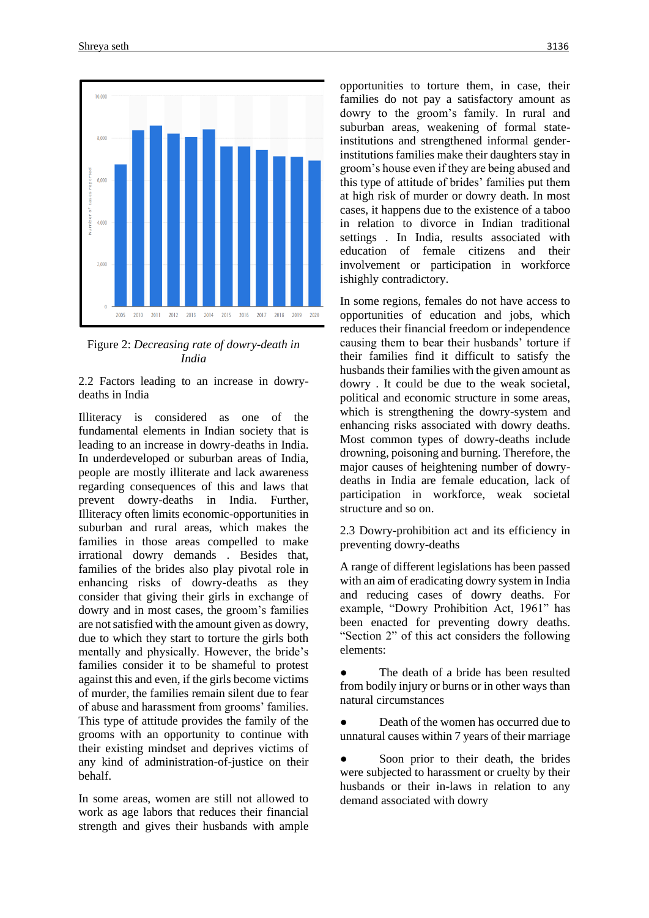Figure 2: *Decreasing rate of dowry-death in India*

2.2 Factors leading to an increase in dowry-deaths in India

Illiteracy is considered as one of the fundamental elements in Indian society that is leading to an increase in dowry-deaths in India. In underdeveloped or suburban areas of India, people are mostly illiterate and lack awareness regarding consequences of this and laws that prevent dowry-deaths in India. Further, Illiteracy often limits economic-opportunities in suburban and rural areas, which makes the families in those areas compelled to make irrational dowry demands . Besides that, families of the brides also play pivotal role in enhancing risks of dowry-deaths as they consider that giving their girls in exchange of dowry and in most cases, the groom's families are not satisfied with the amount given as dowry, due to which they start to torture the girls both mentally and physically. However, the bride's families consider it to be shameful to protest against this and even, if the girls become victims of murder, the families remain silent due to fear of abuse and harassment from grooms' families. This type of attitude provides the family of the grooms with an opportunity to continue with their existing mindset and deprives victims of any kind of administration-of-justice on their behalf.

In some areas, women are still not allowed to work as age labors that reduces their financial strength and gives their husbands with ample opportunities to torture them, in case, their families do not pay a satisfactory amount as dowry to the groom's family. In rural and suburban areas, weakening of formal state-institutions and strengthened informal gender-institutions families make their daughters stay in groom's house even if they are being abused and this type of attitude of brides' families put them at high risk of murder or dowry death. In most cases, it happens due to the existence of a taboo in relation to divorce in Indian traditional settings . In India, results associated with education of female citizens and their involvement or participation in workforce ishighly contradictory.

In some regions, females do not have access to opportunities of education and jobs, which reduces their financial freedom or independence causing them to bear their husbands' torture if their families find it difficult to satisfy the husbands their families with the given amount as dowry . It could be due to the weak societal, political and economic structure in some areas, which is strengthening the dowry-system and enhancing risks associated with dowry deaths. Most common types of dowry-deaths include drowning, poisoning and burning. Therefore, the major causes of heightening number of dowry-deaths in India are female education, lack of participation in workforce, weak societal structure and so on.

2.3 Dowry-prohibition act and its efficiency in preventing dowry-deaths

A range of different legislations has been passed with an aim of eradicating dowry system in India and reducing cases of dowry deaths. For example, "Dowry Prohibition Act, 1961" has been enacted for preventing dowry deaths. "Section 2" of this act considers the following elements:

- The death of a bride has been resulted from bodily injury or burns or in other ways than natural circumstances
- Death of the women has occurred due to unnatural causes within 7 years of their marriage
- Soon prior to their death, the brides were subjected to harassment or cruelty by their husbands or their in-laws in relation to any demand associated with dowry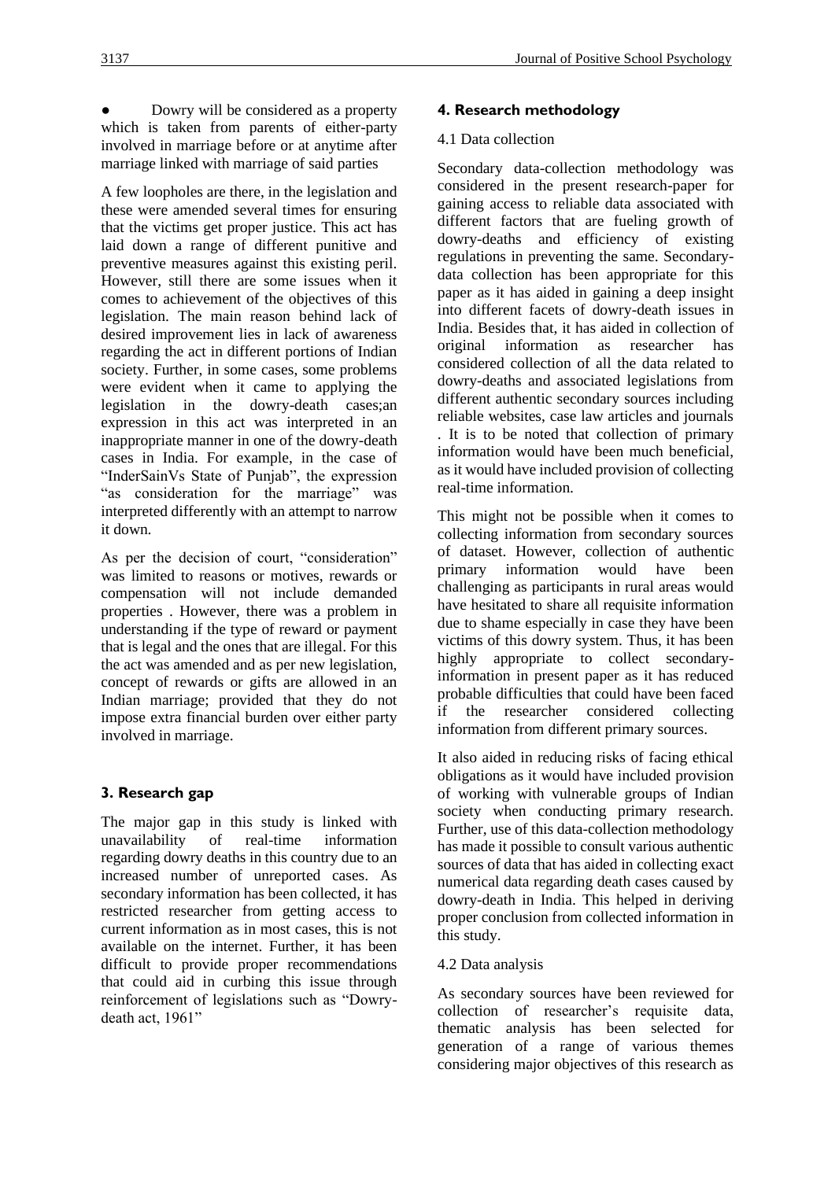- Dowry will be considered as a property which is taken from parents of either-party involved in marriage before or at anytime after marriage linked with marriage of said parties

A few loopholes are there, in the legislation and these were amended several times for ensuring that the victims get proper justice. This act has laid down a range of different punitive and preventive measures against this existing peril. However, still there are some issues when it comes to achievement of the objectives of this legislation. The main reason behind lack of desired improvement lies in lack of awareness regarding the act in different portions of Indian society. Further, in some cases, some problems were evident when it came to applying the legislation in the dowry-death cases;an expression in this act was interpreted in an inappropriate manner in one of the dowry-death cases in India. For example, in the case of "InderSainVs State of Punjab", the expression "as consideration for the marriage" was interpreted differently with an attempt to narrow it down.

As per the decision of court, "consideration" was limited to reasons or motives, rewards or compensation will not include demanded properties . However, there was a problem in understanding if the type of reward or payment that is legal and the ones that are illegal. For this the act was amended and as per new legislation, concept of rewards or gifts are allowed in an Indian marriage; provided that they do not impose extra financial burden over either party involved in marriage.

## 3. Research gap

The major gap in this study is linked with unavailability of real-time information regarding dowry deaths in this country due to an increased number of unreported cases. As secondary information has been collected, it has restricted researcher from getting access to current information as in most cases, this is not available on the internet. Further, it has been difficult to provide proper recommendations that could aid in curbing this issue through reinforcement of legislations such as "Dowry-death act, 1961"

## 4. Research methodology

### 4.1 Data collection

Secondary data-collection methodology was considered in the present research-paper for gaining access to reliable data associated with different factors that are fueling growth of dowry-deaths and efficiency of existing regulations in preventing the same. Secondary-data collection has been appropriate for this paper as it has aided in gaining a deep insight into different facets of dowry-death issues in India. Besides that, it has aided in collection of original information as researcher has considered collection of all the data related to dowry-deaths and associated legislations from different authentic secondary sources including reliable websites, case law articles and journals . It is to be noted that collection of primary information would have been much beneficial, as it would have included provision of collecting real-time information.

This might not be possible when it comes to collecting information from secondary sources of dataset. However, collection of authentic primary information would have been challenging as participants in rural areas would have hesitated to share all requisite information due to shame especially in case they have been victims of this dowry system. Thus, it has been highly appropriate to collect secondary-information in present paper as it has reduced probable difficulties that could have been faced if the researcher considered collecting information from different primary sources.

It also aided in reducing risks of facing ethical obligations as it would have included provision of working with vulnerable groups of Indian society when conducting primary research. Further, use of this data-collection methodology has made it possible to consult various authentic sources of data that has aided in collecting exact numerical data regarding death cases caused by dowry-death in India. This helped in deriving proper conclusion from collected information in this study.

### 4.2 Data analysis

As secondary sources have been reviewed for collection of researcher's requisite data, thematic analysis has been selected for generation of a range of various themes considering major objectives of this research as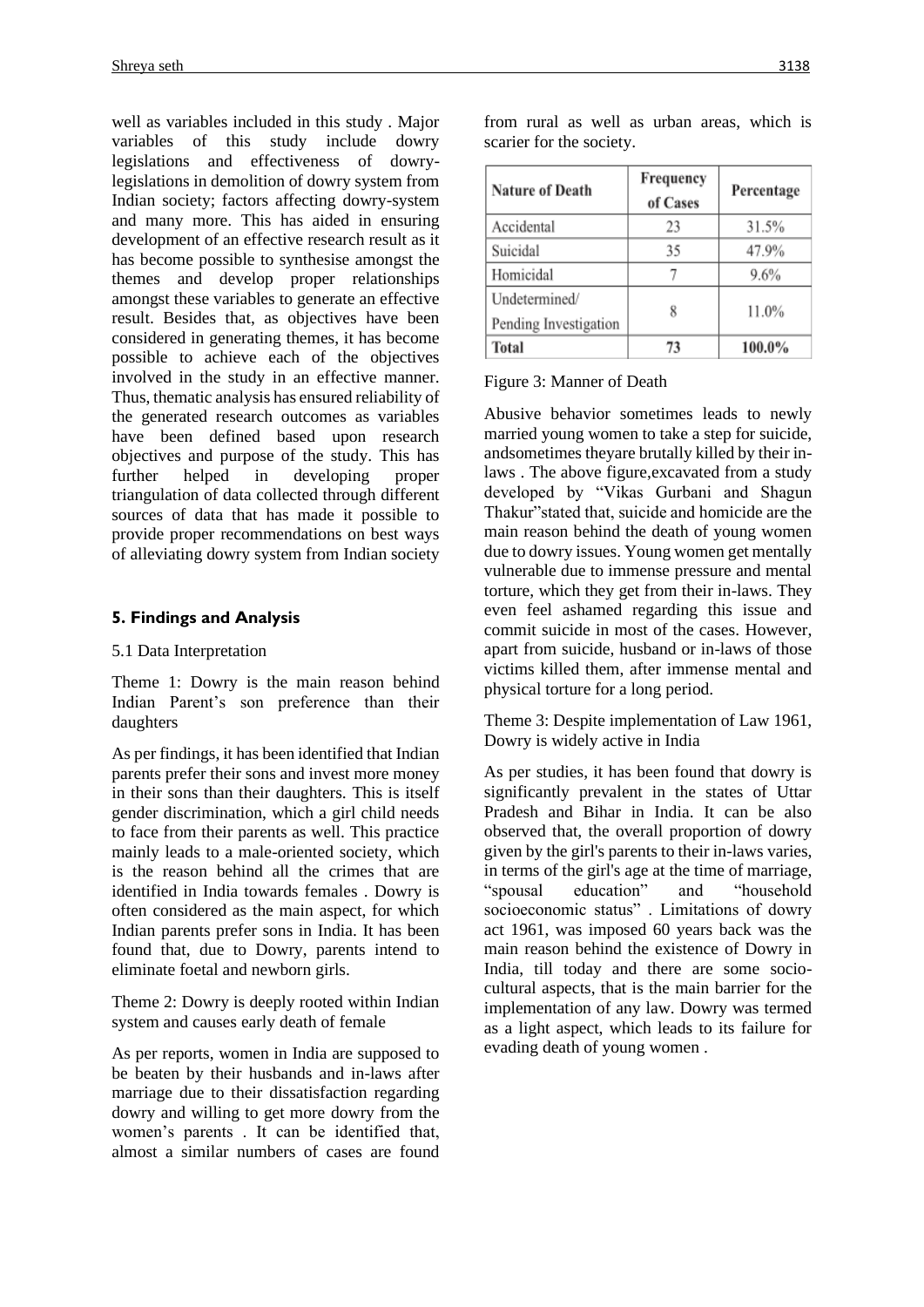well as variables included in this study . Major variables of this study include dowry legislations and effectiveness of dowry-legislations in demolition of dowry system from Indian society; factors affecting dowry-system and many more. This has aided in ensuring development of an effective research result as it has become possible to synthesise amongst the themes and develop proper relationships amongst these variables to generate an effective result. Besides that, as objectives have been considered in generating themes, it has become possible to achieve each of the objectives involved in the study in an effective manner. Thus, thematic analysis has ensured reliability of the generated research outcomes as variables have been defined based upon research objectives and purpose of the study. This has further helped in developing proper triangulation of data collected through different sources of data that has made it possible to provide proper recommendations on best ways of alleviating dowry system from Indian society

## 5. Findings and Analysis

5.1 Data Interpretation

Theme 1: Dowry is the main reason behind Indian Parent's son preference than their daughters

As per findings, it has been identified that Indian parents prefer their sons and invest more money in their sons than their daughters. This is itself gender discrimination, which a girl child needs to face from their parents as well. This practice mainly leads to a male-oriented society, which is the reason behind all the crimes that are identified in India towards females . Dowry is often considered as the main aspect, for which Indian parents prefer sons in India. It has been found that, due to Dowry, parents intend to eliminate foetal and newborn girls.

Theme 2: Dowry is deeply rooted within Indian system and causes early death of female

As per reports, women in India are supposed to be beaten by their husbands and in-laws after marriage due to their dissatisfaction regarding dowry and willing to get more dowry from the women's parents . It can be identified that, almost a similar numbers of cases are found from rural as well as urban areas, which is scarier for the society.

| Nature of Death | Frequency of Cases | Percentage |
|---|---|---|
| Accidental | 23 | 31.5% |
| Suicidal | 35 | 47.9% |
| Homicidal | 7 | 9.6% |
| Undetermined/ Pending Investigation | 8 | 11.0% |
| **Total** | **73** | **100.0%** |

Figure 3: Manner of Death

Abusive behavior sometimes leads to newly married young women to take a step for suicide, andsometimes theyare brutally killed by their in-laws . The above figure,excavated from a study developed by "Vikas Gurbani and Shagun Thakur"stated that, suicide and homicide are the main reason behind the death of young women due to dowry issues. Young women get mentally vulnerable due to immense pressure and mental torture, which they get from their in-laws. They even feel ashamed regarding this issue and commit suicide in most of the cases. However, apart from suicide, husband or in-laws of those victims killed them, after immense mental and physical torture for a long period.

Theme 3: Despite implementation of Law 1961, Dowry is widely active in India

As per studies, it has been found that dowry is significantly prevalent in the states of Uttar Pradesh and Bihar in India. It can be also observed that, the overall proportion of dowry given by the girl's parents to their in-laws varies, in terms of the girl's age at the time of marriage, "spousal education" and "household socioeconomic status" . Limitations of dowry act 1961, was imposed 60 years back was the main reason behind the existence of Dowry in India, till today and there are some socio-cultural aspects, that is the main barrier for the implementation of any law. Dowry was termed as a light aspect, which leads to its failure for evading death of young women .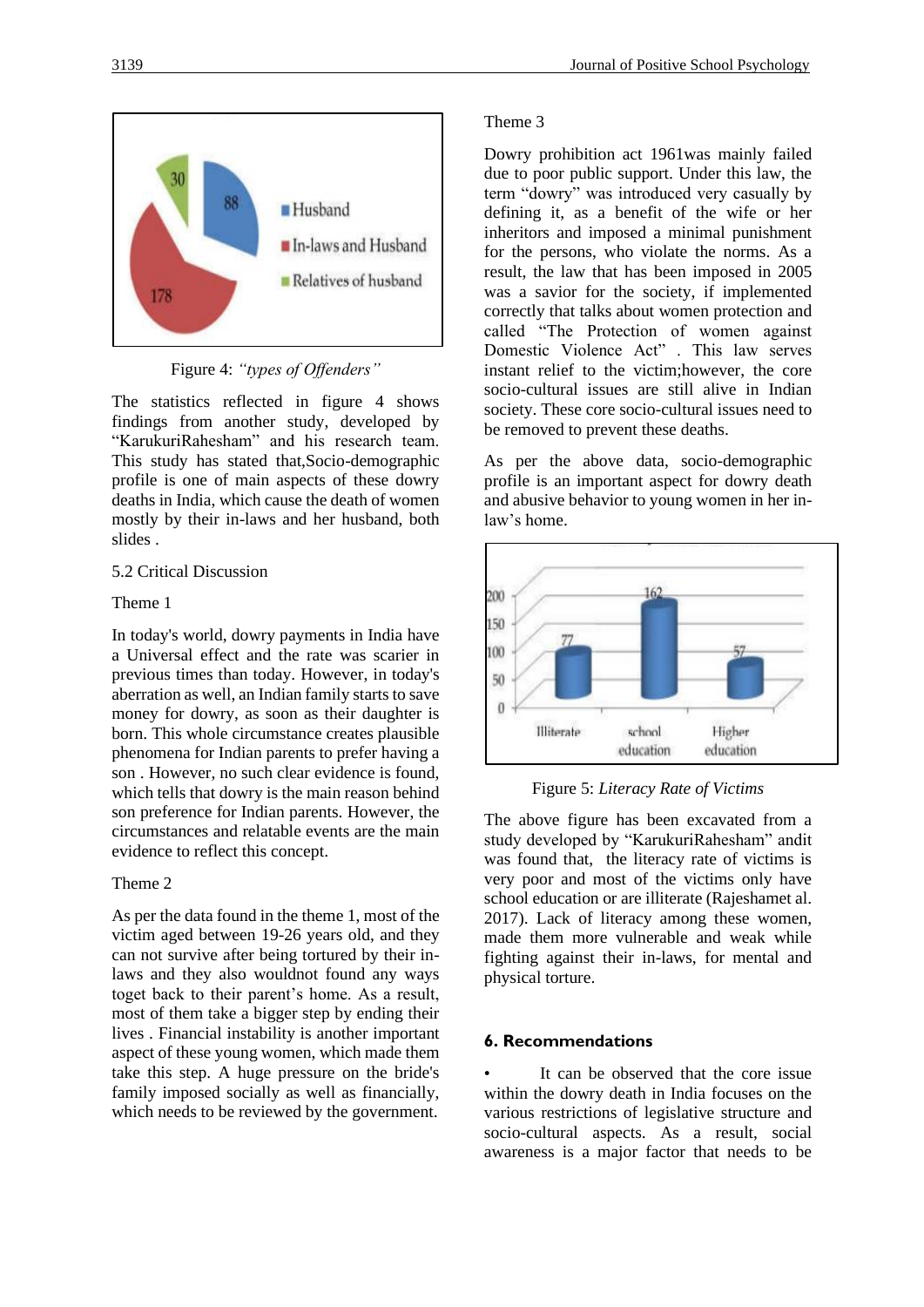Figure 4: *"types of Offenders"*

The statistics reflected in figure 4 shows findings from another study, developed by "KarukuriRahesham" and his research team. This study has stated that,Socio-demographic profile is one of main aspects of these dowry deaths in India, which cause the death of women mostly by their in-laws and her husband, both slides .

5.2 Critical Discussion

Theme 1

In today's world, dowry payments in India have a Universal effect and the rate was scarier in previous times than today. However, in today's aberration as well, an Indian family starts to save money for dowry, as soon as their daughter is born. This whole circumstance creates plausible phenomena for Indian parents to prefer having a son . However, no such clear evidence is found, which tells that dowry is the main reason behind son preference for Indian parents. However, the circumstances and relatable events are the main evidence to reflect this concept.

Theme 2

As per the data found in the theme 1, most of the victim aged between 19-26 years old, and they can not survive after being tortured by their in-laws and they also wouldnot found any ways toget back to their parent's home. As a result, most of them take a bigger step by ending their lives . Financial instability is another important aspect of these young women, which made them take this step. A huge pressure on the bride's family imposed socially as well as financially, which needs to be reviewed by the government.

Theme 3

Dowry prohibition act 1961was mainly failed due to poor public support. Under this law, the term "dowry" was introduced very casually by defining it, as a benefit of the wife or her inheritors and imposed a minimal punishment for the persons, who violate the norms. As a result, the law that has been imposed in 2005 was a savior for the society, if implemented correctly that talks about women protection and called "The Protection of women against Domestic Violence Act" . This law serves instant relief to the victim;however, the core socio-cultural issues are still alive in Indian society. These core socio-cultural issues need to be removed to prevent these deaths.

As per the above data, socio-demographic profile is an important aspect for dowry death and abusive behavior to young women in her in-law's home.

Figure 5: *Literacy Rate of Victims*

The above figure has been excavated from a study developed by "KarukuriRahesham" andit was found that, the literacy rate of victims is very poor and most of the victims only have school education or are illiterate (Rajeshamet al. 2017). Lack of literacy among these women, made them more vulnerable and weak while fighting against their in-laws, for mental and physical torture.

## 6. Recommendations

- It can be observed that the core issue within the dowry death in India focuses on the various restrictions of legislative structure and socio-cultural aspects. As a result, social awareness is a major factor that needs to be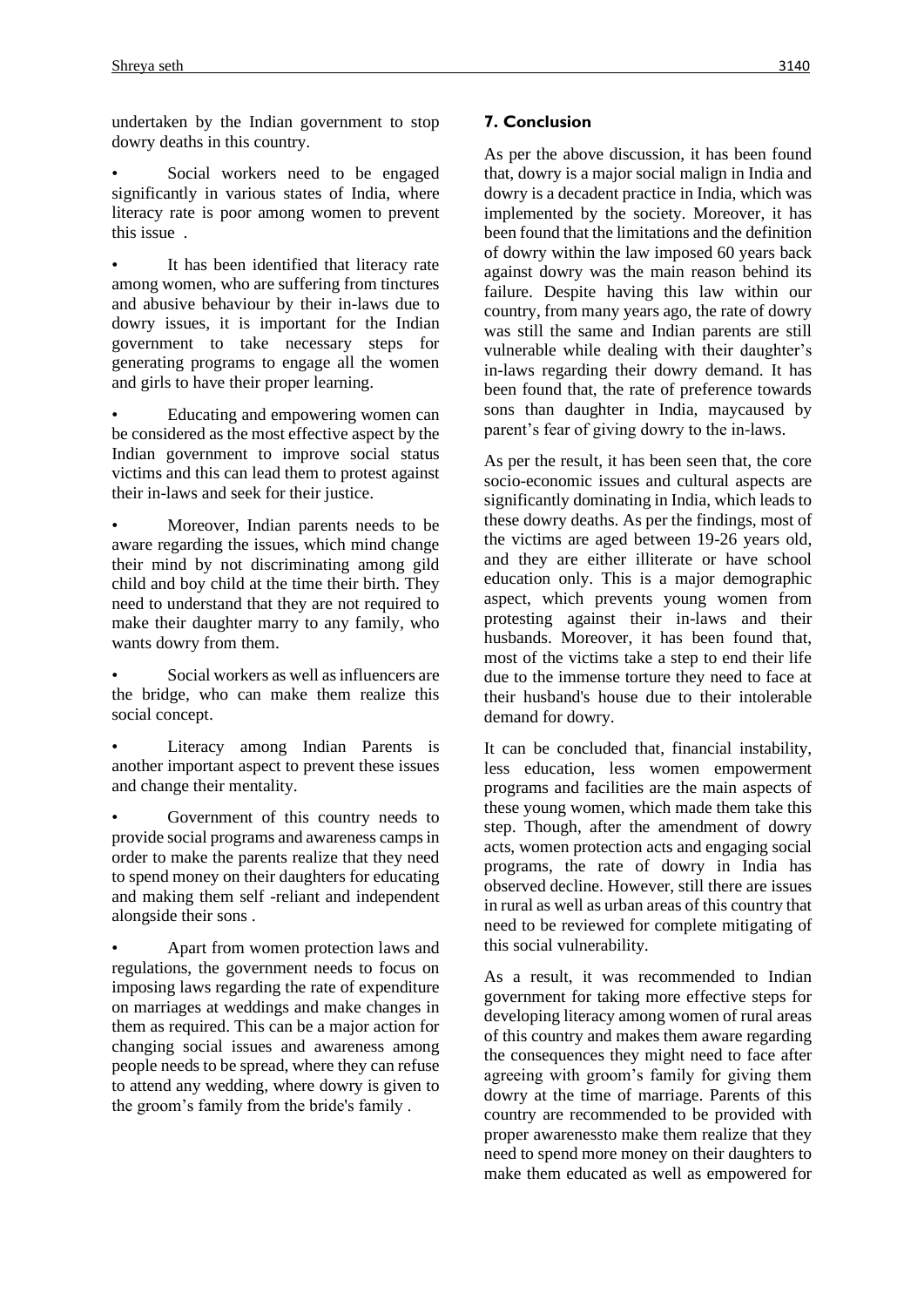undertaken by the Indian government to stop dowry deaths in this country.

- Social workers need to be engaged significantly in various states of India, where literacy rate is poor among women to prevent this issue .
- It has been identified that literacy rate among women, who are suffering from tinctures and abusive behaviour by their in-laws due to dowry issues, it is important for the Indian government to take necessary steps for generating programs to engage all the women and girls to have their proper learning.
- Educating and empowering women can be considered as the most effective aspect by the Indian government to improve social status victims and this can lead them to protest against their in-laws and seek for their justice.
- Moreover, Indian parents needs to be aware regarding the issues, which mind change their mind by not discriminating among gild child and boy child at the time their birth. They need to understand that they are not required to make their daughter marry to any family, who wants dowry from them.
- Social workers as well as influencers are the bridge, who can make them realize this social concept.
- Literacy among Indian Parents is another important aspect to prevent these issues and change their mentality.
- Government of this country needs to provide social programs and awareness camps in order to make the parents realize that they need to spend money on their daughters for educating and making them self -reliant and independent alongside their sons .
- Apart from women protection laws and regulations, the government needs to focus on imposing laws regarding the rate of expenditure on marriages at weddings and make changes in them as required. This can be a major action for changing social issues and awareness among people needs to be spread, where they can refuse to attend any wedding, where dowry is given to the groom's family from the bride's family .

## 7. Conclusion

As per the above discussion, it has been found that, dowry is a major social malign in India and dowry is a decadent practice in India, which was implemented by the society. Moreover, it has been found that the limitations and the definition of dowry within the law imposed 60 years back against dowry was the main reason behind its failure. Despite having this law within our country, from many years ago, the rate of dowry was still the same and Indian parents are still vulnerable while dealing with their daughter's in-laws regarding their dowry demand. It has been found that, the rate of preference towards sons than daughter in India, maycaused by parent's fear of giving dowry to the in-laws.

As per the result, it has been seen that, the core socio-economic issues and cultural aspects are significantly dominating in India, which leads to these dowry deaths. As per the findings, most of the victims are aged between 19-26 years old, and they are either illiterate or have school education only. This is a major demographic aspect, which prevents young women from protesting against their in-laws and their husbands. Moreover, it has been found that, most of the victims take a step to end their life due to the immense torture they need to face at their husband's house due to their intolerable demand for dowry.

It can be concluded that, financial instability, less education, less women empowerment programs and facilities are the main aspects of these young women, which made them take this step. Though, after the amendment of dowry acts, women protection acts and engaging social programs, the rate of dowry in India has observed decline. However, still there are issues in rural as well as urban areas of this country that need to be reviewed for complete mitigating of this social vulnerability.

As a result, it was recommended to Indian government for taking more effective steps for developing literacy among women of rural areas of this country and makes them aware regarding the consequences they might need to face after agreeing with groom's family for giving them dowry at the time of marriage. Parents of this country are recommended to be provided with proper awarenessto make them realize that they need to spend more money on their daughters to make them educated as well as empowered for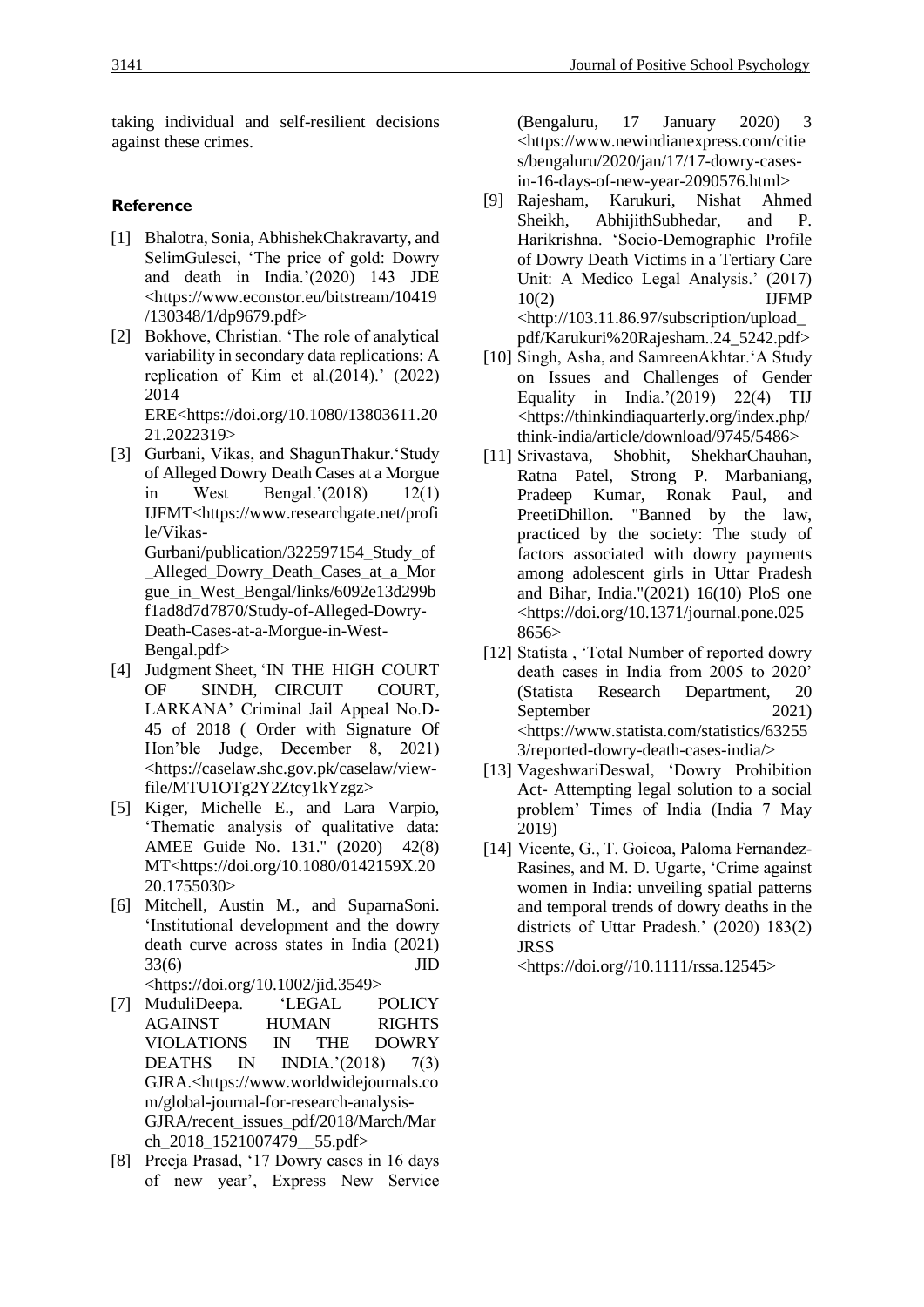taking individual and self-resilient decisions against these crimes.

## Reference

[1] Bhalotra, Sonia, AbhishekChakravarty, and SelimGulesci, 'The price of gold: Dowry and death in India.'(2020) 143 JDE <https://www.econstor.eu/bitstream/10419/130348/1/dp9679.pdf>

[2] Bokhove, Christian. 'The role of analytical variability in secondary data replications: A replication of Kim et al.(2014).' (2022) 2014 ERE<https://doi.org/10.1080/13803611.2021.2022319>

[3] Gurbani, Vikas, and ShagunThakur.'Study of Alleged Dowry Death Cases at a Morgue in West Bengal.'(2018) 12(1) IJFMT<https://www.researchgate.net/profile/Vikas-Gurbani/publication/322597154_Study_of_Alleged_Dowry_Death_Cases_at_a_Morgue_in_West_Bengal/links/6092e13d299bf1ad8d7d7870/Study-of-Alleged-Dowry-Death-Cases-at-a-Morgue-in-West-Bengal.pdf>

[4] Judgment Sheet, 'IN THE HIGH COURT OF SINDH, CIRCUIT COURT, LARKANA' Criminal Jail Appeal No.D-45 of 2018 ( Order with Signature Of Hon'ble Judge, December 8, 2021) <https://caselaw.shc.gov.pk/caselaw/view-file/MTU1OTg2Y2Ztcy1kYzgz>

[5] Kiger, Michelle E., and Lara Varpio, 'Thematic analysis of qualitative data: AMEE Guide No. 131." (2020) 42(8) MT<https://doi.org/10.1080/0142159X.2020.1755030>

[6] Mitchell, Austin M., and SuparnaSoni. 'Institutional development and the dowry death curve across states in India (2021) 33(6) JID <https://doi.org/10.1002/jid.3549>

[7] MuduliDeepa. 'LEGAL POLICY AGAINST HUMAN RIGHTS VIOLATIONS IN THE DOWRY DEATHS IN INDIA.'(2018) 7(3) GJRA.<https://www.worldwidejournals.com/global-journal-for-research-analysis-GJRA/recent_issues_pdf/2018/March/March_2018_1521007479__55.pdf>

[8] Preeja Prasad, '17 Dowry cases in 16 days of new year', Express New Service (Bengaluru, 17 January 2020) 3 <https://www.newindianexpress.com/cities/bengaluru/2020/jan/17/17-dowry-cases-in-16-days-of-new-year-2090576.html>

[9] Rajesham, Karukuri, Nishat Ahmed Sheikh, AbhijithSubhedar, and P. Harikrishna. 'Socio-Demographic Profile of Dowry Death Victims in a Tertiary Care Unit: A Medico Legal Analysis.' (2017) 10(2) IJFMP <http://103.11.86.97/subscription/upload_pdf/Karukuri%20Rajesham..24_5242.pdf>

[10] Singh, Asha, and SamreenAkhtar.'A Study on Issues and Challenges of Gender Equality in India.'(2019) 22(4) TIJ <https://thinkindiaquarterly.org/index.php/think-india/article/download/9745/5486>

[11] Srivastava, Shobhit, ShekharChauhan, Ratna Patel, Strong P. Marbaniang, Pradeep Kumar, Ronak Paul, and PreetiDhillon. "Banned by the law, practiced by the society: The study of factors associated with dowry payments among adolescent girls in Uttar Pradesh and Bihar, India."(2021) 16(10) PloS one <https://doi.org/10.1371/journal.pone.0258656>

[12] Statista , 'Total Number of reported dowry death cases in India from 2005 to 2020' (Statista Research Department, 20 September 2021) <https://www.statista.com/statistics/632553/reported-dowry-death-cases-india/>

[13] VageshwariDeswal, 'Dowry Prohibition Act- Attempting legal solution to a social problem' Times of India (India 7 May 2019)

[14] Vicente, G., T. Goicoa, Paloma Fernandez-Rasines, and M. D. Ugarte, 'Crime against women in India: unveiling spatial patterns and temporal trends of dowry deaths in the districts of Uttar Pradesh.' (2020) 183(2) JRSS <https://doi.org//10.1111/rssa.12545>